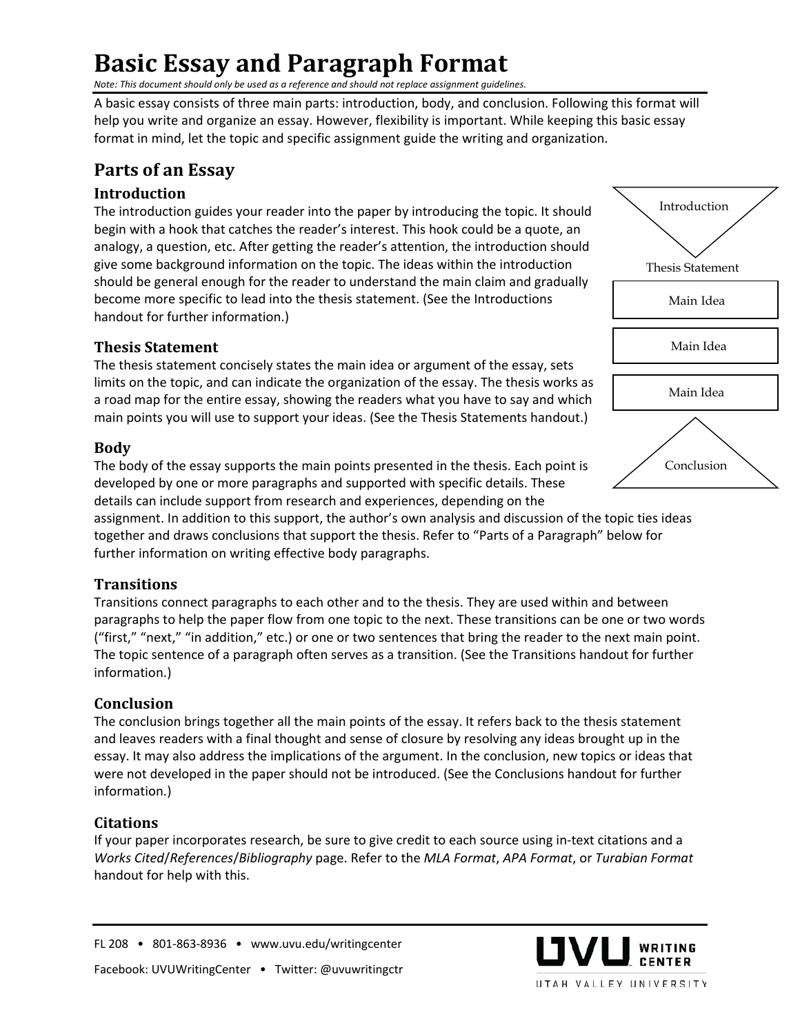# Basic Essay and Paragraph Format

*Note: This document should only be used as a reference and should not replace assignment guidelines.*

A basic essay consists of three main parts: introduction, body, and conclusion. Following this format will help you write and organize an essay. However, flexibility is important. While keeping this basic essay format in mind, let the topic and specific assignment guide the writing and organization.

## Parts of an Essay

### Introduction

The introduction guides your reader into the paper by introducing the topic. It should begin with a hook that catches the reader's interest. This hook could be a quote, an analogy, a question, etc. After getting the reader's attention, the introduction should give some background information on the topic. The ideas within the introduction should be general enough for the reader to understand the main claim and gradually become more specific to lead into the thesis statement. (See the Introductions handout for further information.)

Introduction

Thesis Statement

Main Idea

Main Idea

Main Idea

Conclusion

### Thesis Statement

The thesis statement concisely states the main idea or argument of the essay, sets limits on the topic, and can indicate the organization of the essay. The thesis works as a road map for the entire essay, showing the readers what you have to say and which main points you will use to support your ideas. (See the Thesis Statements handout.)

### Body

The body of the essay supports the main points presented in the thesis. Each point is developed by one or more paragraphs and supported with specific details. These details can include support from research and experiences, depending on the assignment. In addition to this support, the author's own analysis and discussion of the topic ties ideas together and draws conclusions that support the thesis. Refer to "Parts of a Paragraph" below for further information on writing effective body paragraphs.

### Transitions

Transitions connect paragraphs to each other and to the thesis. They are used within and between paragraphs to help the paper flow from one topic to the next. These transitions can be one or two words ("first," "next," "in addition," etc.) or one or two sentences that bring the reader to the next main point. The topic sentence of a paragraph often serves as a transition. (See the Transitions handout for further information.)

### Conclusion

The conclusion brings together all the main points of the essay. It refers back to the thesis statement and leaves readers with a final thought and sense of closure by resolving any ideas brought up in the essay. It may also address the implications of the argument. In the conclusion, new topics or ideas that were not developed in the paper should not be introduced. (See the Conclusions handout for further information.)

### Citations

If your paper incorporates research, be sure to give credit to each source using in-text citations and a *Works Cited*/*References*/*Bibliography* page. Refer to the *MLA Format*, *APA Format*, or *Turabian Format* handout for help with this.

FL 208 • 801-863-8936 • www.uvu.edu/writingcenter

Facebook: UVUWritingCenter • Twitter: @uvuwritingctr

UVU WRITING CENTER
UTAH VALLEY UNIVERSITY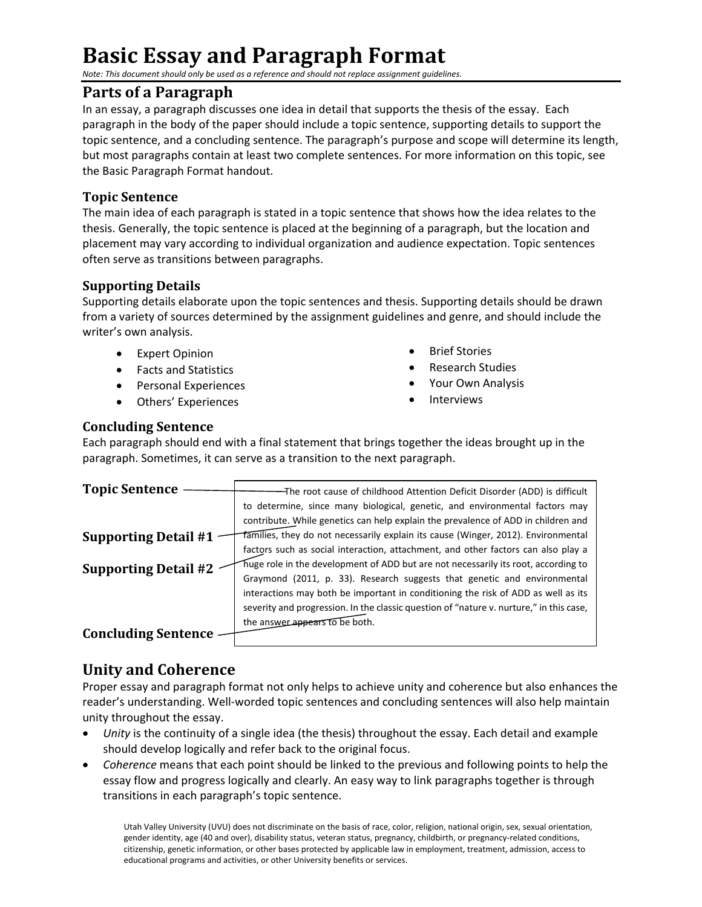# Basic Essay and Paragraph Format

*Note: This document should only be used as a reference and should not replace assignment guidelines.*

## Parts of a Paragraph

In an essay, a paragraph discusses one idea in detail that supports the thesis of the essay. Each paragraph in the body of the paper should include a topic sentence, supporting details to support the topic sentence, and a concluding sentence. The paragraph's purpose and scope will determine its length, but most paragraphs contain at least two complete sentences. For more information on this topic, see the Basic Paragraph Format handout.

### Topic Sentence

The main idea of each paragraph is stated in a topic sentence that shows how the idea relates to the thesis. Generally, the topic sentence is placed at the beginning of a paragraph, but the location and placement may vary according to individual organization and audience expectation. Topic sentences often serve as transitions between paragraphs.

### Supporting Details

Supporting details elaborate upon the topic sentences and thesis. Supporting details should be drawn from a variety of sources determined by the assignment guidelines and genre, and should include the writer's own analysis.

- Expert Opinion
- Facts and Statistics
- Personal Experiences
- Others' Experiences
- Brief Stories
- Research Studies
- Your Own Analysis
- Interviews

### Concluding Sentence

Each paragraph should end with a final statement that brings together the ideas brought up in the paragraph. Sometimes, it can serve as a transition to the next paragraph.

**Topic Sentence**

**Supporting Detail #1**

**Supporting Detail #2**

**Concluding Sentence**

The root cause of childhood Attention Deficit Disorder (ADD) is difficult to determine, since many biological, genetic, and environmental factors may contribute. While genetics can help explain the prevalence of ADD in children and families, they do not necessarily explain its cause (Winger, 2012). Environmental factors such as social interaction, attachment, and other factors can also play a huge role in the development of ADD but are not necessarily its root, according to Graymond (2011, p. 33). Research suggests that genetic and environmental interactions may both be important in conditioning the risk of ADD as well as its severity and progression. In the classic question of "nature v. nurture," in this case, the answer appears to be both.

## Unity and Coherence

Proper essay and paragraph format not only helps to achieve unity and coherence but also enhances the reader's understanding. Well-worded topic sentences and concluding sentences will also help maintain unity throughout the essay.

- *Unity* is the continuity of a single idea (the thesis) throughout the essay. Each detail and example should develop logically and refer back to the original focus.
- *Coherence* means that each point should be linked to the previous and following points to help the essay flow and progress logically and clearly. An easy way to link paragraphs together is through transitions in each paragraph's topic sentence.

Utah Valley University (UVU) does not discriminate on the basis of race, color, religion, national origin, sex, sexual orientation, gender identity, age (40 and over), disability status, veteran status, pregnancy, childbirth, or pregnancy-related conditions, citizenship, genetic information, or other bases protected by applicable law in employment, treatment, admission, access to educational programs and activities, or other University benefits or services.